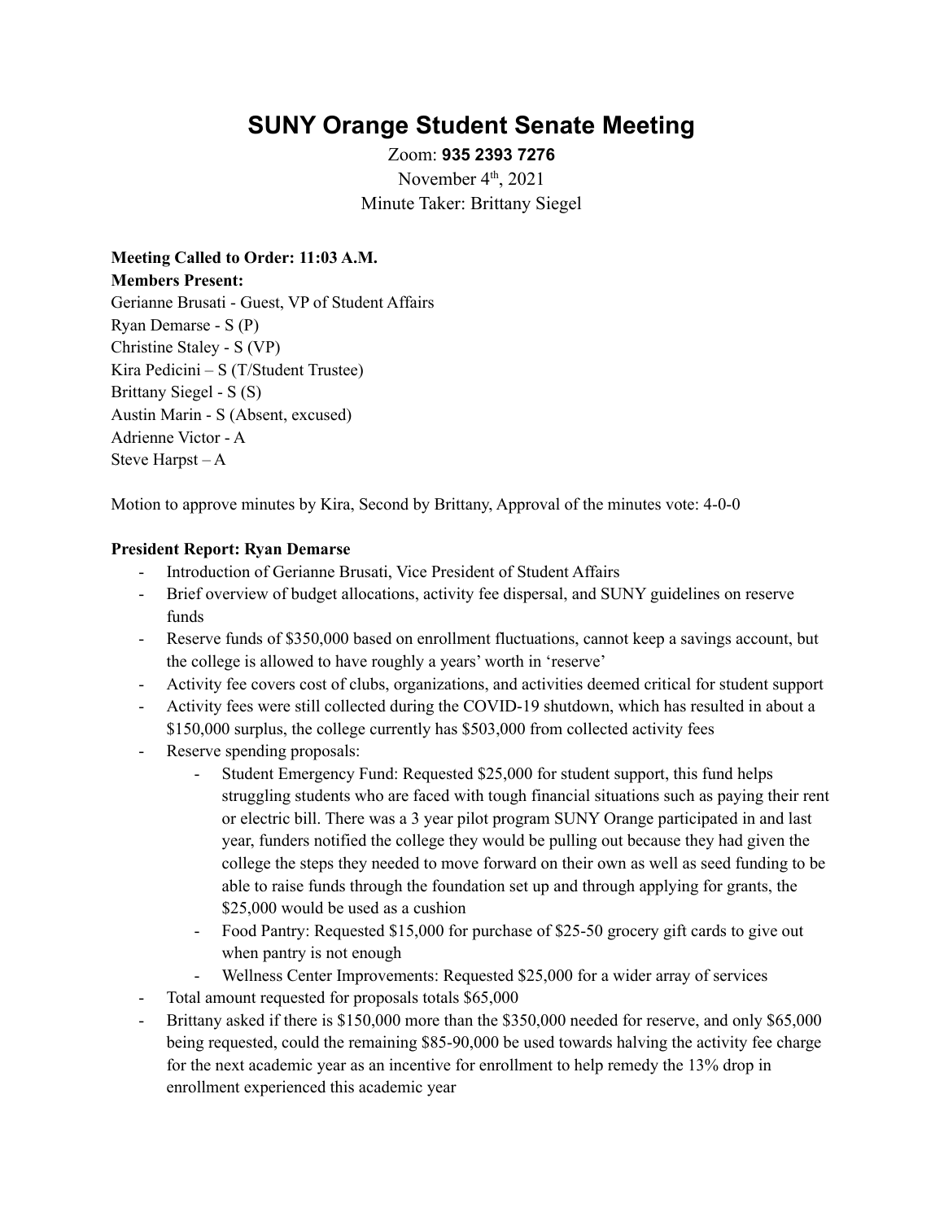# SUNY Orange Student Senate Meeting

Zoom: **935 2393 7276**

November 4th, 2021

Minute Taker: Brittany Siegel

**Meeting Called to Order: 11:03 A.M.**

**Members Present:**

Gerianne Brusati - Guest, VP of Student Affairs
Ryan Demarse - S (P)
Christine Staley - S (VP)
Kira Pedicini – S (T/Student Trustee)
Brittany Siegel - S (S)
Austin Marin - S (Absent, excused)
Adrienne Victor - A
Steve Harpst – A

Motion to approve minutes by Kira, Second by Brittany, Approval of the minutes vote: 4-0-0

**President Report: Ryan Demarse**

- Introduction of Gerianne Brusati, Vice President of Student Affairs
- Brief overview of budget allocations, activity fee dispersal, and SUNY guidelines on reserve funds
- Reserve funds of $350,000 based on enrollment fluctuations, cannot keep a savings account, but the college is allowed to have roughly a years' worth in 'reserve'
- Activity fee covers cost of clubs, organizations, and activities deemed critical for student support
- Activity fees were still collected during the COVID-19 shutdown, which has resulted in about a $150,000 surplus, the college currently has $503,000 from collected activity fees
- Reserve spending proposals:
    - Student Emergency Fund: Requested $25,000 for student support, this fund helps struggling students who are faced with tough financial situations such as paying their rent or electric bill. There was a 3 year pilot program SUNY Orange participated in and last year, funders notified the college they would be pulling out because they had given the college the steps they needed to move forward on their own as well as seed funding to be able to raise funds through the foundation set up and through applying for grants, the $25,000 would be used as a cushion
    - Food Pantry: Requested $15,000 for purchase of $25-50 grocery gift cards to give out when pantry is not enough
    - Wellness Center Improvements: Requested $25,000 for a wider array of services
- Total amount requested for proposals totals $65,000
- Brittany asked if there is $150,000 more than the $350,000 needed for reserve, and only $65,000 being requested, could the remaining $85-90,000 be used towards halving the activity fee charge for the next academic year as an incentive for enrollment to help remedy the 13% drop in enrollment experienced this academic year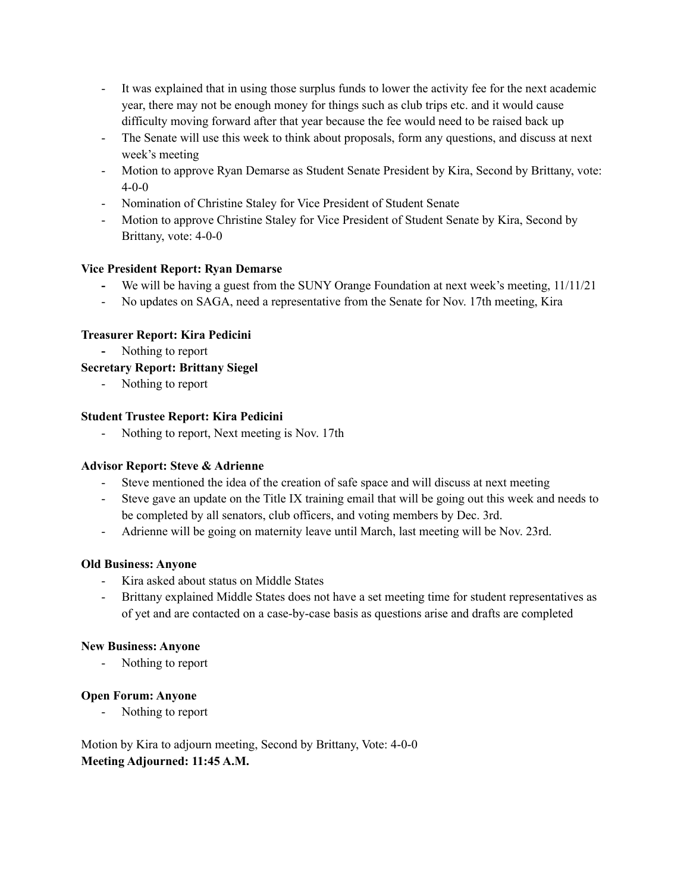- It was explained that in using those surplus funds to lower the activity fee for the next academic year, there may not be enough money for things such as club trips etc. and it would cause difficulty moving forward after that year because the fee would need to be raised back up
- The Senate will use this week to think about proposals, form any questions, and discuss at next week's meeting
- Motion to approve Ryan Demarse as Student Senate President by Kira, Second by Brittany, vote: 4-0-0
- Nomination of Christine Staley for Vice President of Student Senate
- Motion to approve Christine Staley for Vice President of Student Senate by Kira, Second by Brittany, vote: 4-0-0

**Vice President Report: Ryan Demarse**

- We will be having a guest from the SUNY Orange Foundation at next week's meeting, 11/11/21
- No updates on SAGA, need a representative from the Senate for Nov. 17th meeting, Kira

**Treasurer Report: Kira Pedicini**

- Nothing to report

**Secretary Report: Brittany Siegel**

- Nothing to report

**Student Trustee Report: Kira Pedicini**

- Nothing to report, Next meeting is Nov. 17th

**Advisor Report: Steve & Adrienne**

- Steve mentioned the idea of the creation of safe space and will discuss at next meeting
- Steve gave an update on the Title IX training email that will be going out this week and needs to be completed by all senators, club officers, and voting members by Dec. 3rd.
- Adrienne will be going on maternity leave until March, last meeting will be Nov. 23rd.

**Old Business: Anyone**

- Kira asked about status on Middle States
- Brittany explained Middle States does not have a set meeting time for student representatives as of yet and are contacted on a case-by-case basis as questions arise and drafts are completed

**New Business: Anyone**

- Nothing to report

**Open Forum: Anyone**

- Nothing to report

Motion by Kira to adjourn meeting, Second by Brittany, Vote: 4-0-0

**Meeting Adjourned: 11:45 A.M.**